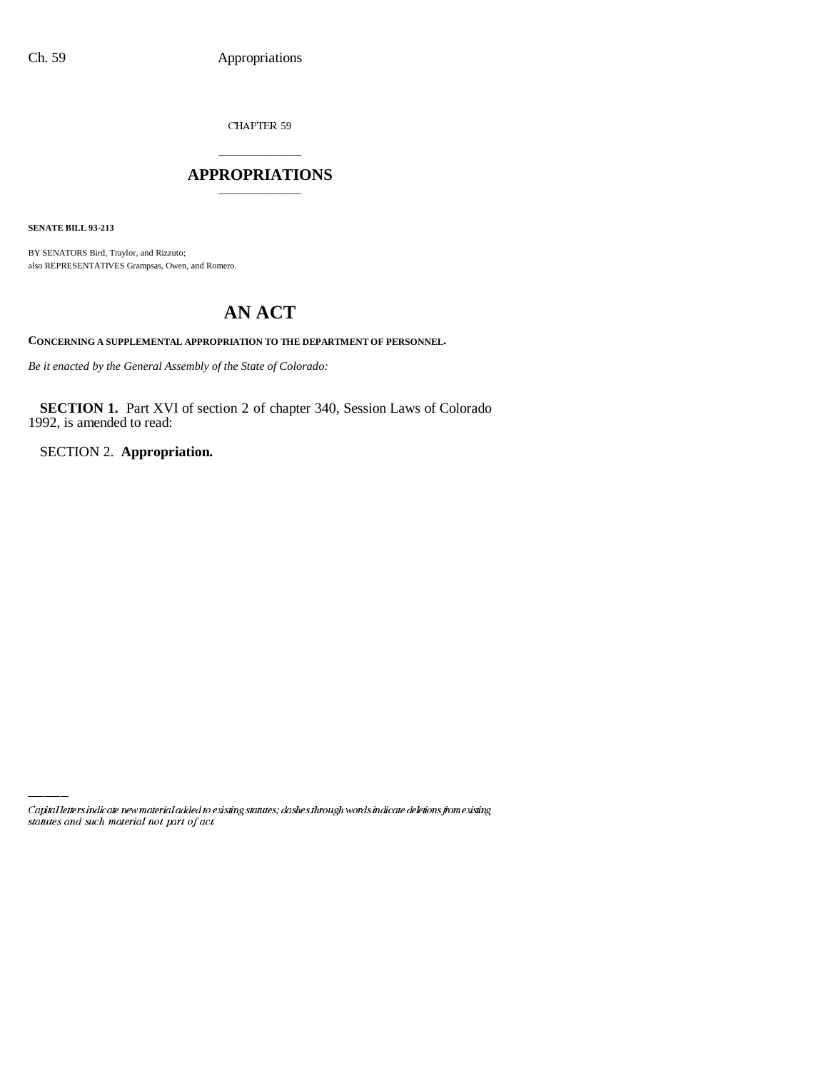CHAPTER 59

# APPROPRIATIONS

**SENATE BILL 93-213**

BY SENATORS Bird, Traylor, and Rizzuto;
also REPRESENTATIVES Grampsas, Owen, and Romero.

# AN ACT

**CONCERNING A SUPPLEMENTAL APPROPRIATION TO THE DEPARTMENT OF PERSONNEL.**

*Be it enacted by the General Assembly of the State of Colorado:*

**SECTION 1.** Part XVI of section 2 of chapter 340, Session Laws of Colorado 1992, is amended to read:

SECTION 2. **Appropriation.**

*Capital letters indicate new material added to existing statutes; dashes through words indicate deletions from existing statutes and such material not part of act.*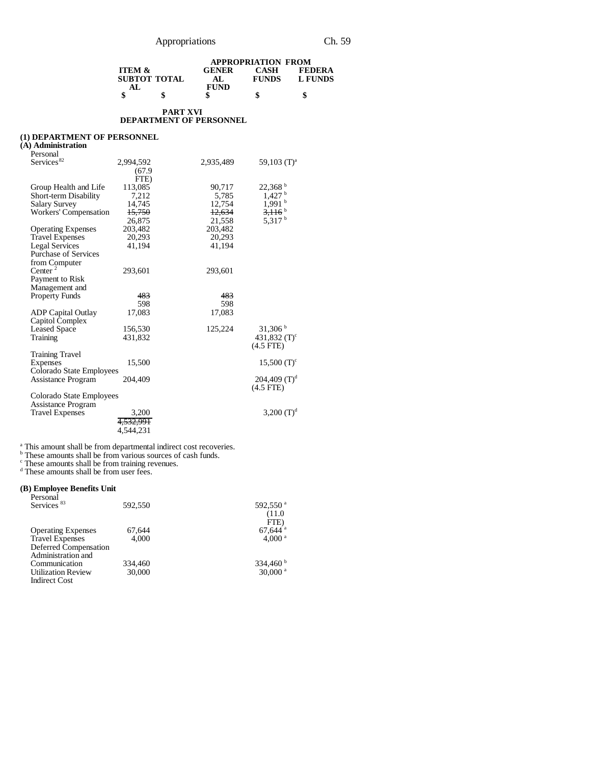| | ITEM & SUBTOTAL | TOTAL | APPROPRIATION FROM GENERAL FUND | CASH FUNDS | FEDERAL FUNDS |
|---|---|---|---|---|---|
| | $ | $ | $ | $ | $ |

**PART XVI**
**DEPARTMENT OF PERSONNEL**

**(1) DEPARTMENT OF PERSONNEL**
**(A) Administration**

| | ITEM & SUBTOTAL | TOTAL | GENERAL FUND | CASH FUNDS | FEDERAL FUNDS |
|---|---|---|---|---|---|
| Personal Services[82] | 2,994,592 (67.9 FTE) | | 2,935,489 | 59,103 (T)[a] | |
| Group Health and Life | 113,085 | | 90,717 | 22,368 [b] | |
| Short-term Disability | 7,212 | | 5,785 | 1,427 [b] | |
| Salary Survey | 14,745 | | 12,754 | 1,991 [b] | |
| Workers' Compensation | ~~15,750~~ 26,875 | | ~~12,634~~ 21,558 | ~~3,116~~ [b] 5,317 [b] | |
| Operating Expenses | 203,482 | | 203,482 | | |
| Travel Expenses | 20,293 | | 20,293 | | |
| Legal Services | 41,194 | | 41,194 | | |
| Purchase of Services from Computer Center[2] | 293,601 | | 293,601 | | |
| Payment to Risk Management and Property Funds | ~~483~~ 598 | | ~~483~~ 598 | | |
| ADP Capital Outlay | 17,083 | | 17,083 | | |
| Capitol Complex Leased Space | 156,530 | | 125,224 | 31,306 [b] | |
| Training | 431,832 | | | 431,832 (T)[c] (4.5 FTE) | |
| Training Travel Expenses | 15,500 | | | 15,500 (T)[c] | |
| Colorado State Employees Assistance Program | 204,409 | | | 204,409 (T)[d] (4.5 FTE) | |
| Colorado State Employees Assistance Program Travel Expenses | 3,200 | | | 3,200 (T)[d] | |
| | ~~4,532,991~~ 4,544,231 | | | | |

[a] This amount shall be from departmental indirect cost recoveries.
[b] These amounts shall be from various sources of cash funds.
[c] These amounts shall be from training revenues.
[d] These amounts shall be from user fees.

**(B) Employee Benefits Unit**

| | ITEM & SUBTOTAL | TOTAL | GENERAL FUND | CASH FUNDS | FEDERAL FUNDS |
|---|---|---|---|---|---|
| Personal Services[83] | 592,550 | | | 592,550 [a] (11.0 FTE) | |
| Operating Expenses | 67,644 | | | 67,644 [a] | |
| Travel Expenses | 4,000 | | | 4,000 [a] | |
| Deferred Compensation Administration and Communication | 334,460 | | | 334,460 [b] | |
| Utilization Review | 30,000 | | | 30,000 [a] | |
| Indirect Cost | | | | | |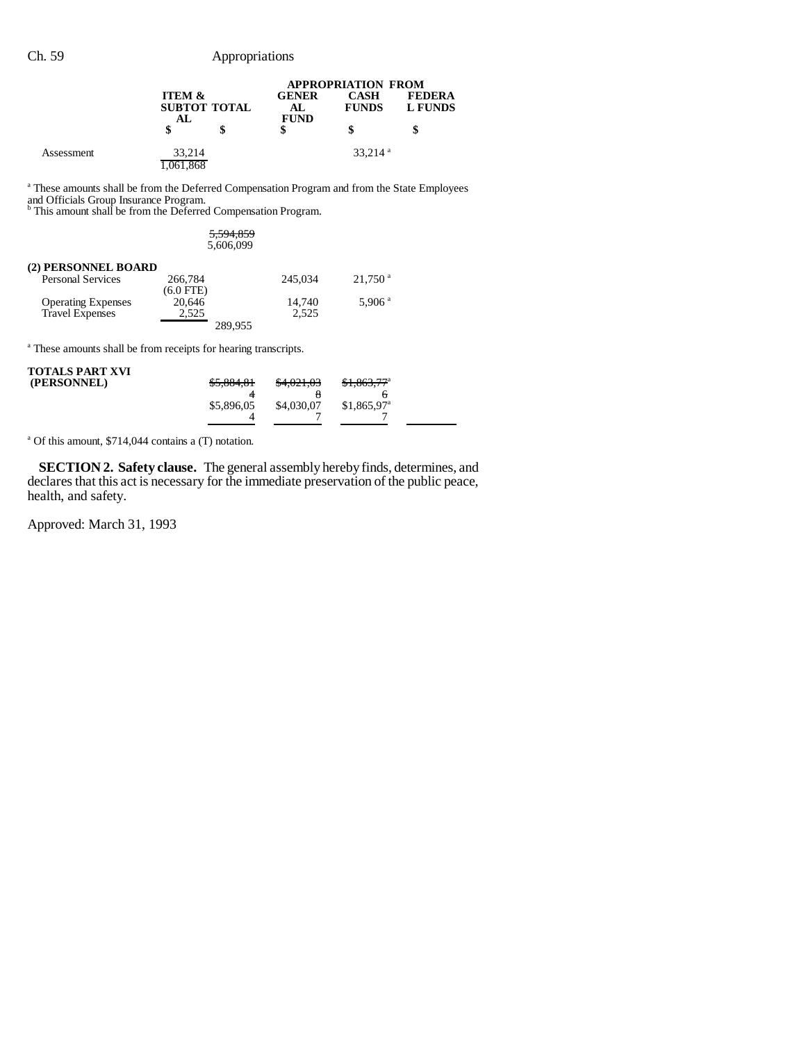| | ITEM & SUBTOTAL | TOTAL | GENERAL FUND | CASH FUNDS | FEDERAL FUNDS |
|---|---|---|---|---|---|
| | | | APPROPRIATION FROM | | |
| | $ | $ | $ | $ | $ |
| Assessment | 33,214 | | | 33,214 [a] | |
| | 1,061,868 | | | | |

[a] These amounts shall be from the Deferred Compensation Program and from the State Employees and Officials Group Insurance Program.
[b] This amount shall be from the Deferred Compensation Program.

| | | | | | |
|---|---|---|---|---|---|
| | | ~~5,594,859~~ 5,606,099 | | | |

| | ITEM & SUBTOTAL | TOTAL | GENERAL FUND | CASH FUNDS | FEDERAL FUNDS |
|---|---|---|---|---|---|
| **(2) PERSONNEL BOARD** | | | | | |
| Personal Services | 266,784 (6.0 FTE) | | 245,034 | 21,750 [a] | |
| Operating Expenses | 20,646 | | 14,740 | 5,906 [a] | |
| Travel Expenses | 2,525 | | 2,525 | | |
| | | 289,955 | | | |

[a] These amounts shall be from receipts for hearing transcripts.

| | TOTAL | GENERAL FUND | CASH FUNDS | FEDERAL FUNDS |
|---|---|---|---|---|
| **TOTALS PART XVI (PERSONNEL)** | ~~$5,884,814~~ | ~~$4,021,038~~ | ~~$1,863,776~~[a] | |
| | $5,896,054 | $4,030,077 | $1,865,977[a] | |

[a] Of this amount, $714,044 contains a (T) notation.

**SECTION 2. Safety clause.** The general assembly hereby finds, determines, and declares that this act is necessary for the immediate preservation of the public peace, health, and safety.

Approved: March 31, 1993